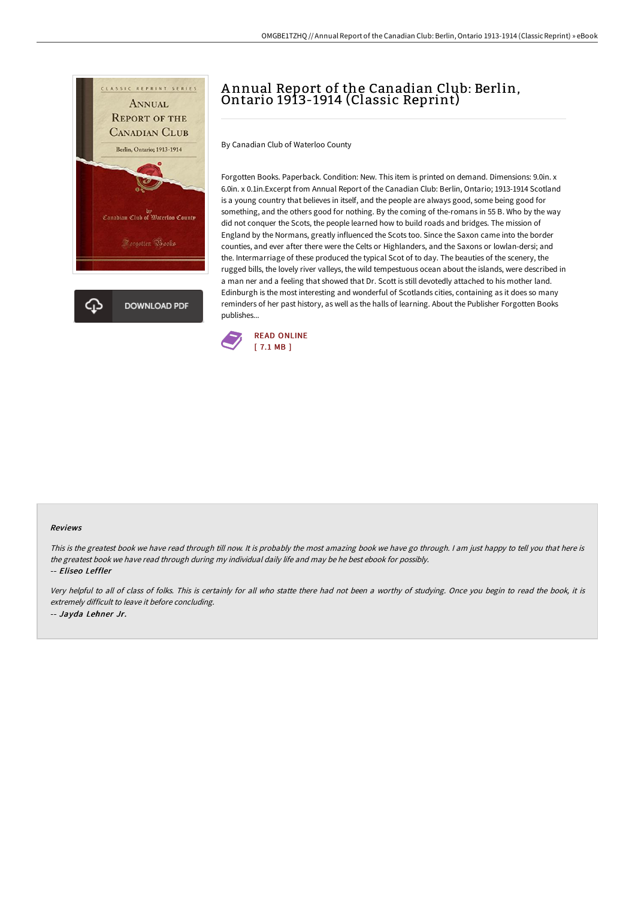# Annual Report of the Canadian Club: Berlin, Ontario 1913-1914 (Classic Reprint)

By Canadian Club of Waterloo County

Forgotten Books. Paperback. Condition: New. This item is printed on demand. Dimensions: 9.0in. x 6.0in. x 0.1in.Excerpt from Annual Report of the Canadian Club: Berlin, Ontario; 1913-1914 Scotland is a young country that believes in itself, and the people are always good, some being good for something, and the others good for nothing. By the coming of the-romans in 55 B. Who by the way did not conquer the Scots, the people learned how to build roads and bridges. The mission of England by the Normans, greatly influenced the Scots too. Since the Saxon came into the border counties, and ever after there were the Celts or Highlanders, and the Saxons or lowlan-dersi; and the. Intermarriage of these produced the typical Scot of to day. The beauties of the scenery, the rugged bills, the lovely river valleys, the wild tempestuous ocean about the islands, were described in a man ner and a feeling that showed that Dr. Scott is still devotedly attached to his mother land. Edinburgh is the most interesting and wonderful of Scotlands cities, containing as it does so many reminders of her past history, as well as the halls of learning. About the Publisher Forgotten Books publishes...

DOWNLOAD PDF

READ ONLINE
[ 7.1 MB ]

## Reviews

*This is the greatest book we have read through till now. It is probably the most amazing book we have go through. I am just happy to tell you that here is the greatest book we have read through during my individual daily life and may be he best ebook for possibly.*

-- *Eliseo Leffler*

*Very helpful to all of class of folks. This is certainly for all who statte there had not been a worthy of studying. Once you begin to read the book, it is extremely difficult to leave it before concluding.*

-- *Jayda Lehner Jr.*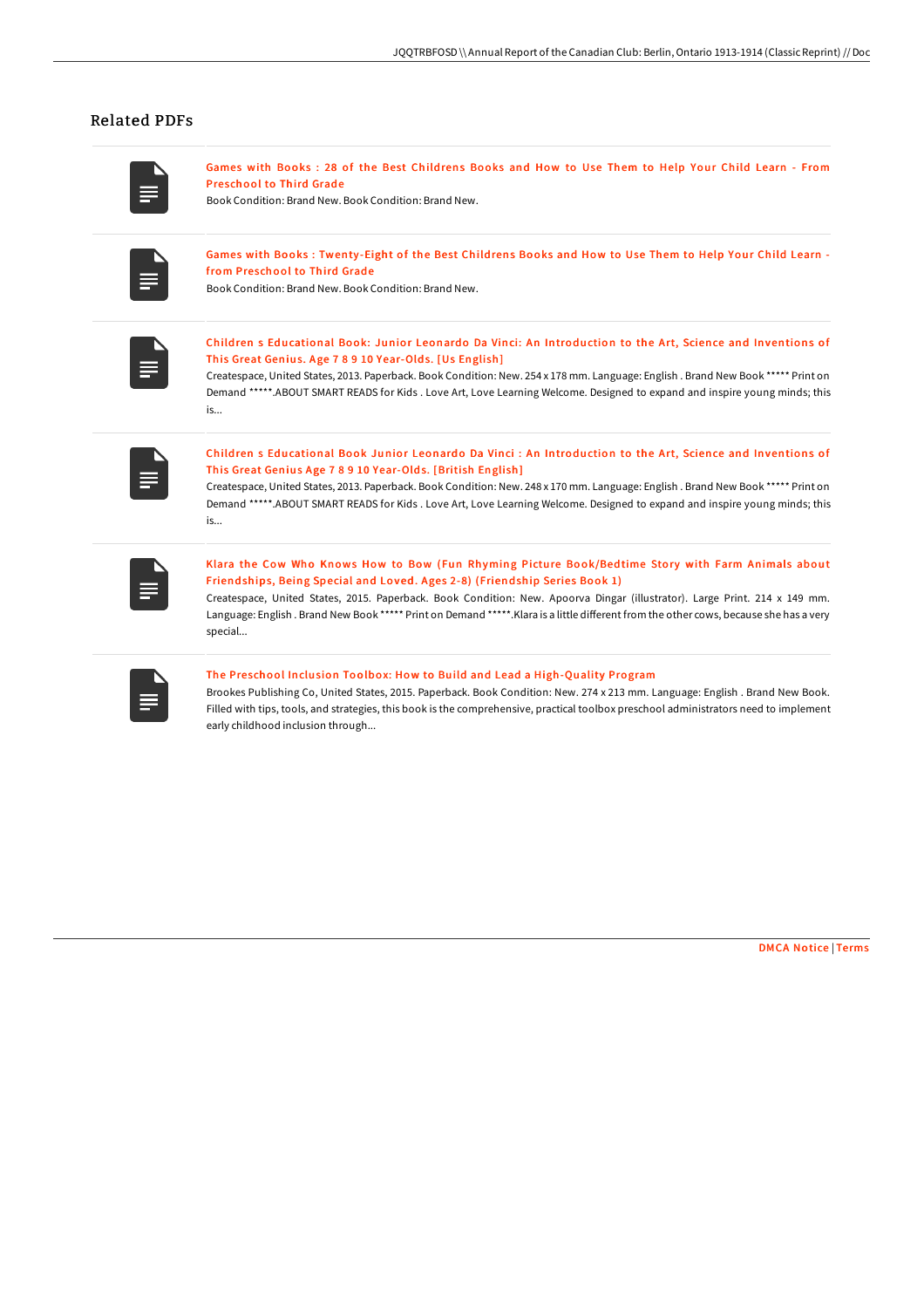## Related PDFs

**Games with Books : 28 of the Best Childrens Books and How to Use Them to Help Your Child Learn - From Preschool to Third Grade**

Book Condition: Brand New. Book Condition: Brand New.

**Games with Books : Twenty-Eight of the Best Childrens Books and How to Use Them to Help Your Child Learn - from Preschool to Third Grade**

Book Condition: Brand New. Book Condition: Brand New.

**Children s Educational Book: Junior Leonardo Da Vinci: An Introduction to the Art, Science and Inventions of This Great Genius. Age 7 8 9 10 Year-Olds. [Us English]**

Createspace, United States, 2013. Paperback. Book Condition: New. 254 x 178 mm. Language: English . Brand New Book ***** Print on Demand *****.ABOUT SMART READS for Kids . Love Art, Love Learning Welcome. Designed to expand and inspire young minds; this is...

**Children s Educational Book Junior Leonardo Da Vinci : An Introduction to the Art, Science and Inventions of This Great Genius Age 7 8 9 10 Year-Olds. [British English]**

Createspace, United States, 2013. Paperback. Book Condition: New. 248 x 170 mm. Language: English . Brand New Book ***** Print on Demand *****.ABOUT SMART READS for Kids . Love Art, Love Learning Welcome. Designed to expand and inspire young minds; this is...

**Klara the Cow Who Knows How to Bow (Fun Rhyming Picture Book/Bedtime Story with Farm Animals about Friendships, Being Special and Loved. Ages 2-8) (Friendship Series Book 1)**

Createspace, United States, 2015. Paperback. Book Condition: New. Apoorva Dingar (illustrator). Large Print. 214 x 149 mm. Language: English . Brand New Book ***** Print on Demand *****.Klara is a little different from the other cows, because she has a very special...

**The Preschool Inclusion Toolbox: How to Build and Lead a High-Quality Program**

Brookes Publishing Co, United States, 2015. Paperback. Book Condition: New. 274 x 213 mm. Language: English . Brand New Book. Filled with tips, tools, and strategies, this book is the comprehensive, practical toolbox preschool administrators need to implement early childhood inclusion through...